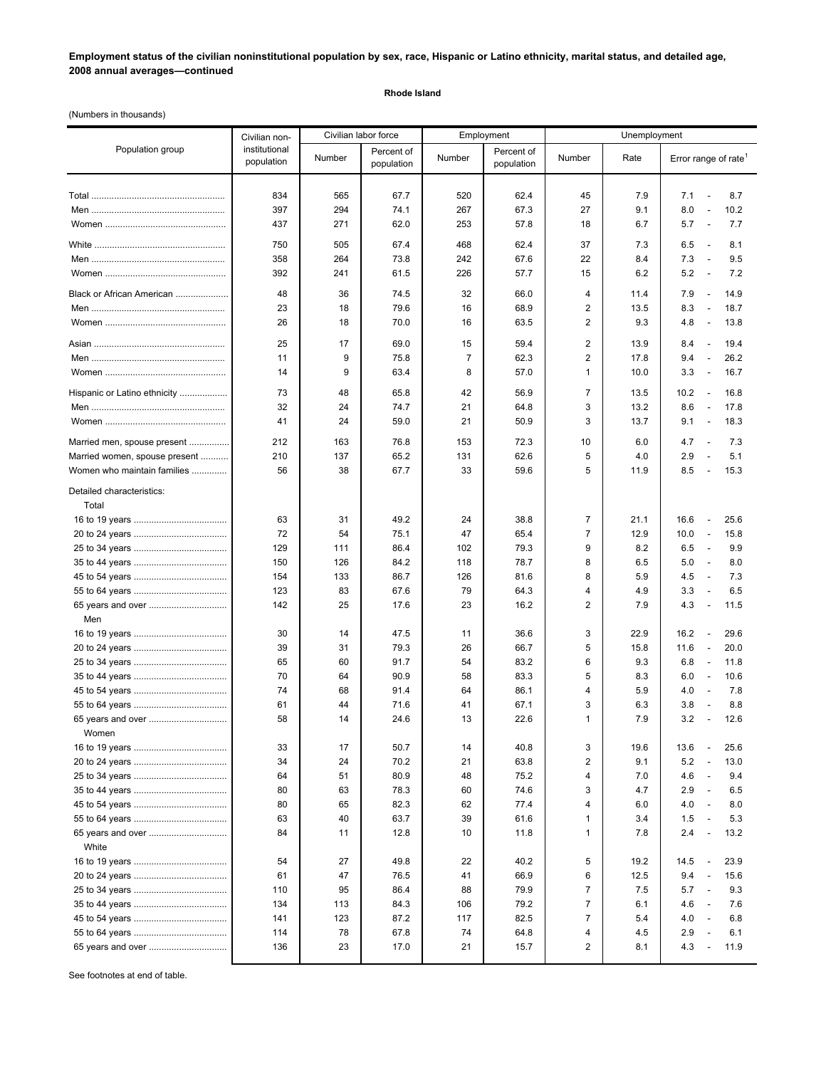**Employment status of the civilian noninstitutional population by sex, race, Hispanic or Latino ethnicity, marital status, and detailed age, 2008 annual averages—continued**

**Rhode Island**

(Numbers in thousands)

| Population group | Civilian non-institutional population | Civilian labor force | | Employment | | Unemployment | | |
|---|---|---|---|---|---|---|---|---|
| | | Number | Percent of population | Number | Percent of population | Number | Rate | Error range of rate[1] |
| Total | 834 | 565 | 67.7 | 520 | 62.4 | 45 | 7.9 | 7.1 - 8.7 |
| Men | 397 | 294 | 74.1 | 267 | 67.3 | 27 | 9.1 | 8.0 - 10.2 |
| Women | 437 | 271 | 62.0 | 253 | 57.8 | 18 | 6.7 | 5.7 - 7.7 |
| White | 750 | 505 | 67.4 | 468 | 62.4 | 37 | 7.3 | 6.5 - 8.1 |
| Men | 358 | 264 | 73.8 | 242 | 67.6 | 22 | 8.4 | 7.3 - 9.5 |
| Women | 392 | 241 | 61.5 | 226 | 57.7 | 15 | 6.2 | 5.2 - 7.2 |
| Black or African American | 48 | 36 | 74.5 | 32 | 66.0 | 4 | 11.4 | 7.9 - 14.9 |
| Men | 23 | 18 | 79.6 | 16 | 68.9 | 2 | 13.5 | 8.3 - 18.7 |
| Women | 26 | 18 | 70.0 | 16 | 63.5 | 2 | 9.3 | 4.8 - 13.8 |
| Asian | 25 | 17 | 69.0 | 15 | 59.4 | 2 | 13.9 | 8.4 - 19.4 |
| Men | 11 | 9 | 75.8 | 7 | 62.3 | 2 | 17.8 | 9.4 - 26.2 |
| Women | 14 | 9 | 63.4 | 8 | 57.0 | 1 | 10.0 | 3.3 - 16.7 |
| Hispanic or Latino ethnicity | 73 | 48 | 65.8 | 42 | 56.9 | 7 | 13.5 | 10.2 - 16.8 |
| Men | 32 | 24 | 74.7 | 21 | 64.8 | 3 | 13.2 | 8.6 - 17.8 |
| Women | 41 | 24 | 59.0 | 21 | 50.9 | 3 | 13.7 | 9.1 - 18.3 |
| Married men, spouse present | 212 | 163 | 76.8 | 153 | 72.3 | 10 | 6.0 | 4.7 - 7.3 |
| Married women, spouse present | 210 | 137 | 65.2 | 131 | 62.6 | 5 | 4.0 | 2.9 - 5.1 |
| Women who maintain families | 56 | 38 | 67.7 | 33 | 59.6 | 5 | 11.9 | 8.5 - 15.3 |
| Detailed characteristics: | | | | | | | | |
| Total | | | | | | | | |
| 16 to 19 years | 63 | 31 | 49.2 | 24 | 38.8 | 7 | 21.1 | 16.6 - 25.6 |
| 20 to 24 years | 72 | 54 | 75.1 | 47 | 65.4 | 7 | 12.9 | 10.0 - 15.8 |
| 25 to 34 years | 129 | 111 | 86.4 | 102 | 79.3 | 9 | 8.2 | 6.5 - 9.9 |
| 35 to 44 years | 150 | 126 | 84.2 | 118 | 78.7 | 8 | 6.5 | 5.0 - 8.0 |
| 45 to 54 years | 154 | 133 | 86.7 | 126 | 81.6 | 8 | 5.9 | 4.5 - 7.3 |
| 55 to 64 years | 123 | 83 | 67.6 | 79 | 64.3 | 4 | 4.9 | 3.3 - 6.5 |
| 65 years and over | 142 | 25 | 17.6 | 23 | 16.2 | 2 | 7.9 | 4.3 - 11.5 |
| Men | | | | | | | | |
| 16 to 19 years | 30 | 14 | 47.5 | 11 | 36.6 | 3 | 22.9 | 16.2 - 29.6 |
| 20 to 24 years | 39 | 31 | 79.3 | 26 | 66.7 | 5 | 15.8 | 11.6 - 20.0 |
| 25 to 34 years | 65 | 60 | 91.7 | 54 | 83.2 | 6 | 9.3 | 6.8 - 11.8 |
| 35 to 44 years | 70 | 64 | 90.9 | 58 | 83.3 | 5 | 8.3 | 6.0 - 10.6 |
| 45 to 54 years | 74 | 68 | 91.4 | 64 | 86.1 | 4 | 5.9 | 4.0 - 7.8 |
| 55 to 64 years | 61 | 44 | 71.6 | 41 | 67.1 | 3 | 6.3 | 3.8 - 8.8 |
| 65 years and over | 58 | 14 | 24.6 | 13 | 22.6 | 1 | 7.9 | 3.2 - 12.6 |
| Women | | | | | | | | |
| 16 to 19 years | 33 | 17 | 50.7 | 14 | 40.8 | 3 | 19.6 | 13.6 - 25.6 |
| 20 to 24 years | 34 | 24 | 70.2 | 21 | 63.8 | 2 | 9.1 | 5.2 - 13.0 |
| 25 to 34 years | 64 | 51 | 80.9 | 48 | 75.2 | 4 | 7.0 | 4.6 - 9.4 |
| 35 to 44 years | 80 | 63 | 78.3 | 60 | 74.6 | 3 | 4.7 | 2.9 - 6.5 |
| 45 to 54 years | 80 | 65 | 82.3 | 62 | 77.4 | 4 | 6.0 | 4.0 - 8.0 |
| 55 to 64 years | 63 | 40 | 63.7 | 39 | 61.6 | 1 | 3.4 | 1.5 - 5.3 |
| 65 years and over | 84 | 11 | 12.8 | 10 | 11.8 | 1 | 7.8 | 2.4 - 13.2 |
| White | | | | | | | | |
| 16 to 19 years | 54 | 27 | 49.8 | 22 | 40.2 | 5 | 19.2 | 14.5 - 23.9 |
| 20 to 24 years | 61 | 47 | 76.5 | 41 | 66.9 | 6 | 12.5 | 9.4 - 15.6 |
| 25 to 34 years | 110 | 95 | 86.4 | 88 | 79.9 | 7 | 7.5 | 5.7 - 9.3 |
| 35 to 44 years | 134 | 113 | 84.3 | 106 | 79.2 | 7 | 6.1 | 4.6 - 7.6 |
| 45 to 54 years | 141 | 123 | 87.2 | 117 | 82.5 | 7 | 5.4 | 4.0 - 6.8 |
| 55 to 64 years | 114 | 78 | 67.8 | 74 | 64.8 | 4 | 4.5 | 2.9 - 6.1 |
| 65 years and over | 136 | 23 | 17.0 | 21 | 15.7 | 2 | 8.1 | 4.3 - 11.9 |

See footnotes at end of table.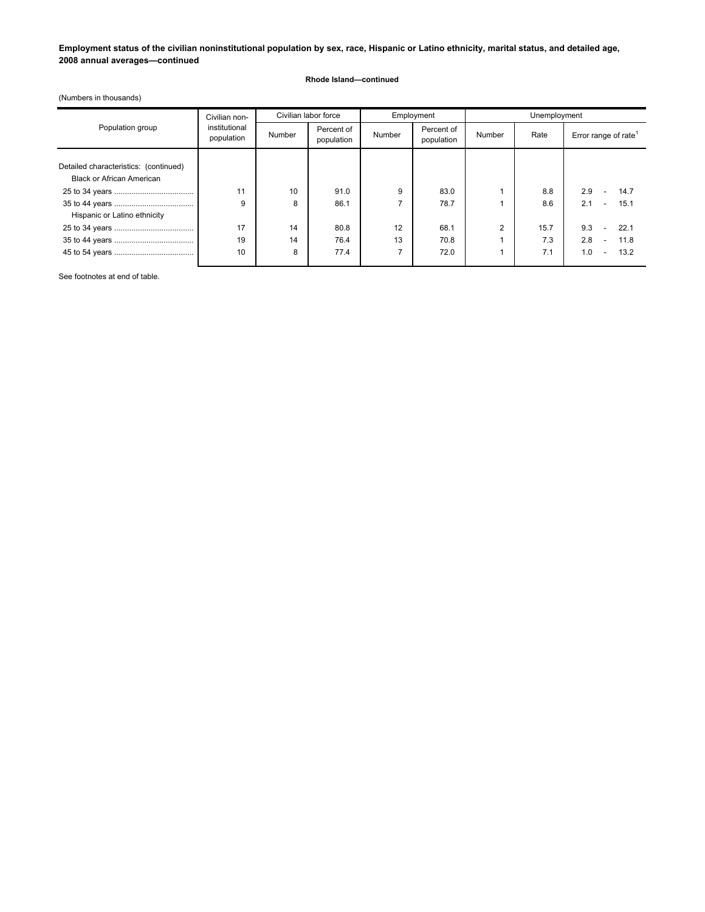**Employment status of the civilian noninstitutional population by sex, race, Hispanic or Latino ethnicity, marital status, and detailed age, 2008 annual averages—continued**

**Rhode Island—continued**

(Numbers in thousands)

| Population group | Civilian non-institutional population | Civilian labor force | | Employment | | Unemployment | | |
|---|---|---|---|---|---|---|---|---|
| | | Number | Percent of population | Number | Percent of population | Number | Rate | Error range of rate[1] |
| Detailed characteristics: (continued) | | | | | | | | |
| Black or African American | | | | | | | | |
| 25 to 34 years | 11 | 10 | 91.0 | 9 | 83.0 | 1 | 8.8 | 2.9 - 14.7 |
| 35 to 44 years | 9 | 8 | 86.1 | 7 | 78.7 | 1 | 8.6 | 2.1 - 15.1 |
| Hispanic or Latino ethnicity | | | | | | | | |
| 25 to 34 years | 17 | 14 | 80.8 | 12 | 68.1 | 2 | 15.7 | 9.3 - 22.1 |
| 35 to 44 years | 19 | 14 | 76.4 | 13 | 70.8 | 1 | 7.3 | 2.8 - 11.8 |
| 45 to 54 years | 10 | 8 | 77.4 | 7 | 72.0 | 1 | 7.1 | 1.0 - 13.2 |

See footnotes at end of table.